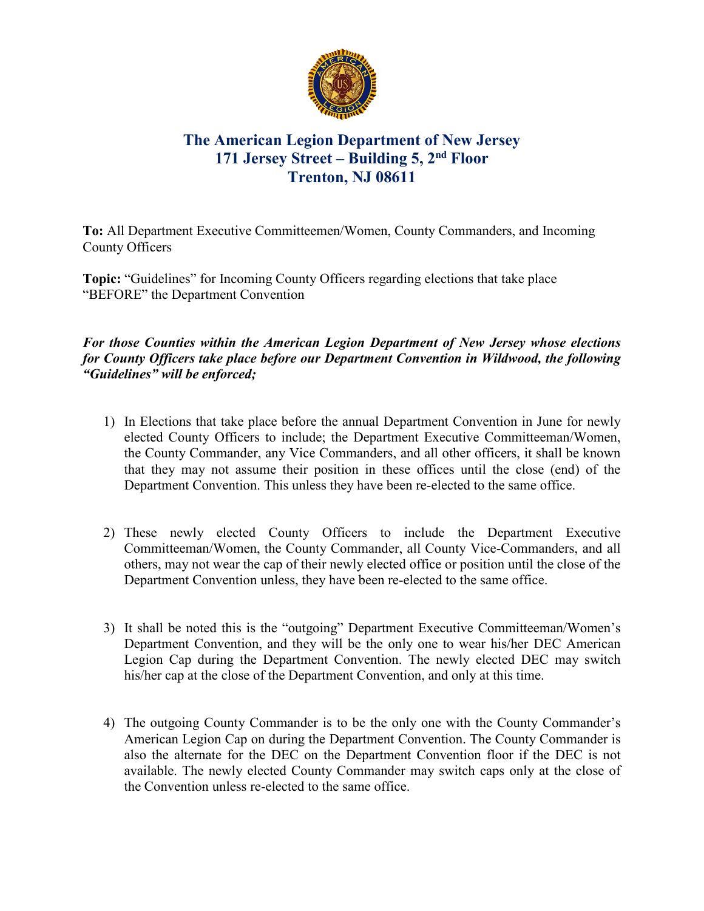# The American Legion Department of New Jersey
## 171 Jersey Street – Building 5, 2nd Floor
## Trenton, NJ 08611

**To:** All Department Executive Committeemen/Women, County Commanders, and Incoming County Officers

**Topic:** "Guidelines" for Incoming County Officers regarding elections that take place "BEFORE" the Department Convention

***For those Counties within the American Legion Department of New Jersey whose elections for County Officers take place before our Department Convention in Wildwood, the following "Guidelines" will be enforced;***

1) In Elections that take place before the annual Department Convention in June for newly elected County Officers to include; the Department Executive Committeeman/Women, the County Commander, any Vice Commanders, and all other officers, it shall be known that they may not assume their position in these offices until the close (end) of the Department Convention. This unless they have been re-elected to the same office.

2) These newly elected County Officers to include the Department Executive Committeeman/Women, the County Commander, all County Vice-Commanders, and all others, may not wear the cap of their newly elected office or position until the close of the Department Convention unless, they have been re-elected to the same office.

3) It shall be noted this is the "outgoing" Department Executive Committeeman/Women's Department Convention, and they will be the only one to wear his/her DEC American Legion Cap during the Department Convention. The newly elected DEC may switch his/her cap at the close of the Department Convention, and only at this time.

4) The outgoing County Commander is to be the only one with the County Commander's American Legion Cap on during the Department Convention. The County Commander is also the alternate for the DEC on the Department Convention floor if the DEC is not available. The newly elected County Commander may switch caps only at the close of the Convention unless re-elected to the same office.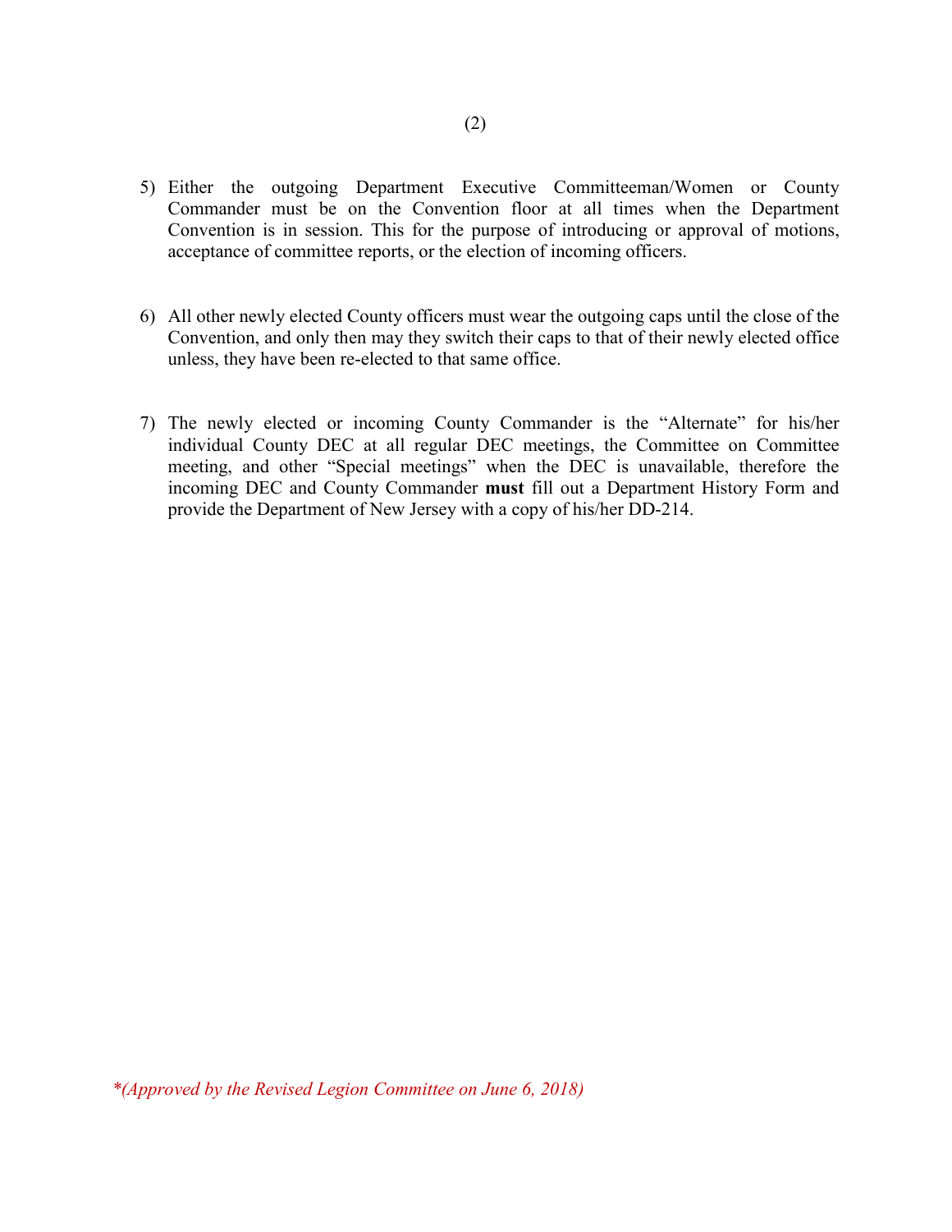5) Either the outgoing Department Executive Committeeman/Women or County Commander must be on the Convention floor at all times when the Department Convention is in session. This for the purpose of introducing or approval of motions, acceptance of committee reports, or the election of incoming officers.

6) All other newly elected County officers must wear the outgoing caps until the close of the Convention, and only then may they switch their caps to that of their newly elected office unless, they have been re-elected to that same office.

7) The newly elected or incoming County Commander is the “Alternate” for his/her individual County DEC at all regular DEC meetings, the Committee on Committee meeting, and other “Special meetings” when the DEC is unavailable, therefore the incoming DEC and County Commander **must** fill out a Department History Form and provide the Department of New Jersey with a copy of his/her DD-214.

*\*(Approved by the Revised Legion Committee on June 6, 2018)*